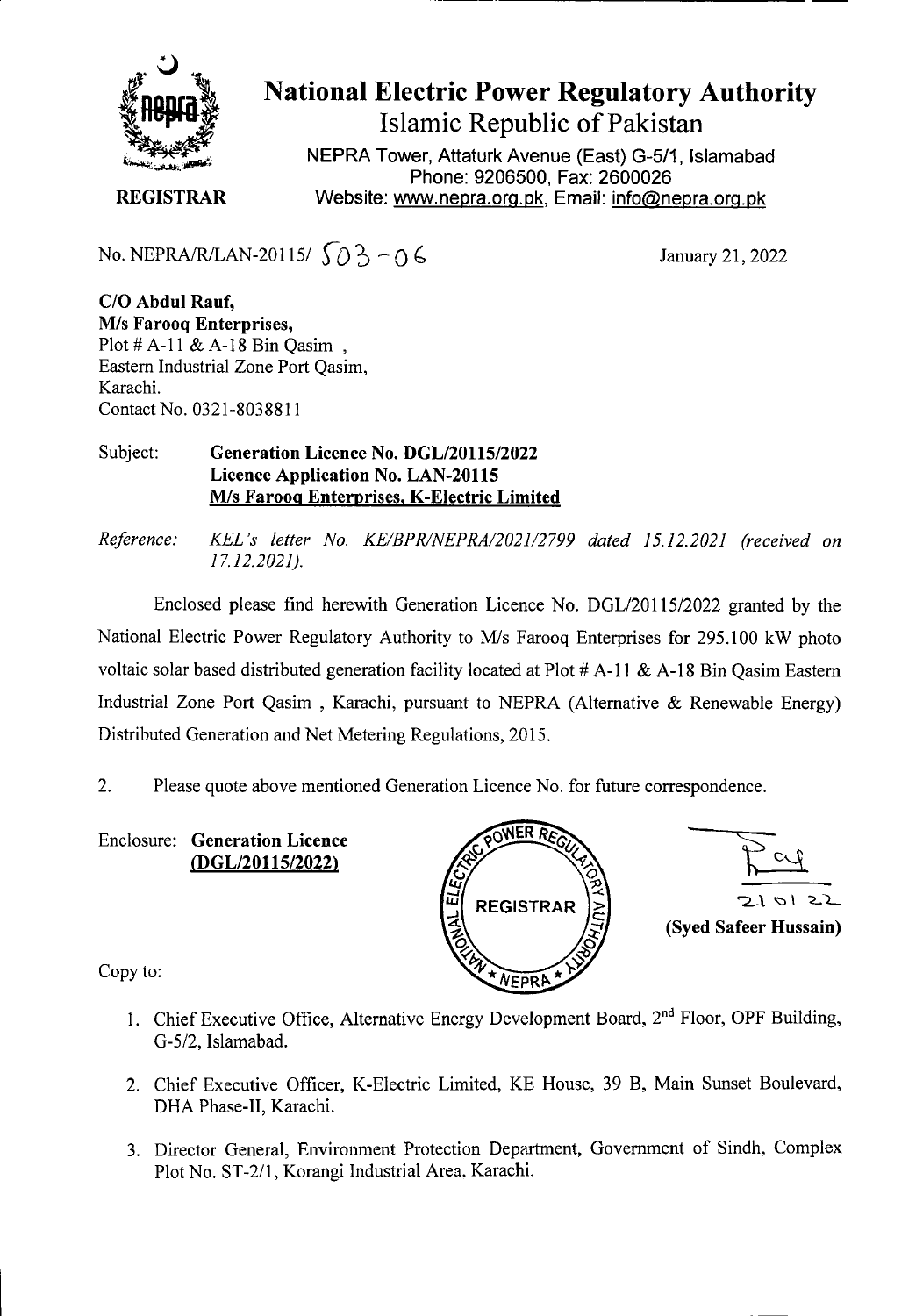# National Electric Power Regulatory Authority

## Islamic Republic of Pakistan

NEPRA Tower, Attaturk Avenue (East) G-5/1, Islamabad
Phone: 9206500, Fax: 2600026
Website: www.nepra.org.pk, Email: info@nepra.org.pk

**REGISTRAR**

No. NEPRA/R/LAN-20115/ 503-06

January 21, 2022

**C/O Abdul Rauf,**
**M/s Farooq Enterprises,**
Plot # A-11 & A-18 Bin Qasim ,
Eastern Industrial Zone Port Qasim,
Karachi.
Contact No. 0321-8038811

Subject: **Generation Licence No. DGL/20115/2022**
**Licence Application No. LAN-20115**
**M/s Farooq Enterprises, K-Electric Limited**

*Reference: KEL's letter No. KE/BPR/NEPRA/2021/2799 dated 15.12.2021 (received on 17.12.2021).*

Enclosed please find herewith Generation Licence No. DGL/20115/2022 granted by the National Electric Power Regulatory Authority to M/s Farooq Enterprises for 295.100 kW photo voltaic solar based distributed generation facility located at Plot # A-11 & A-18 Bin Qasim Eastern Industrial Zone Port Qasim , Karachi, pursuant to NEPRA (Alternative & Renewable Energy) Distributed Generation and Net Metering Regulations, 2015.

2. Please quote above mentioned Generation Licence No. for future correspondence.

Enclosure: **Generation Licence**
**(DGL/20115/2022)**

21 01 22

**(Syed Safeer Hussain)**

Copy to:

1. Chief Executive Office, Alternative Energy Development Board, 2nd Floor, OPF Building, G-5/2, Islamabad.
2. Chief Executive Officer, K-Electric Limited, KE House, 39 B, Main Sunset Boulevard, DHA Phase-II, Karachi.
3. Director General, Environment Protection Department, Government of Sindh, Complex Plot No. ST-2/1, Korangi Industrial Area, Karachi.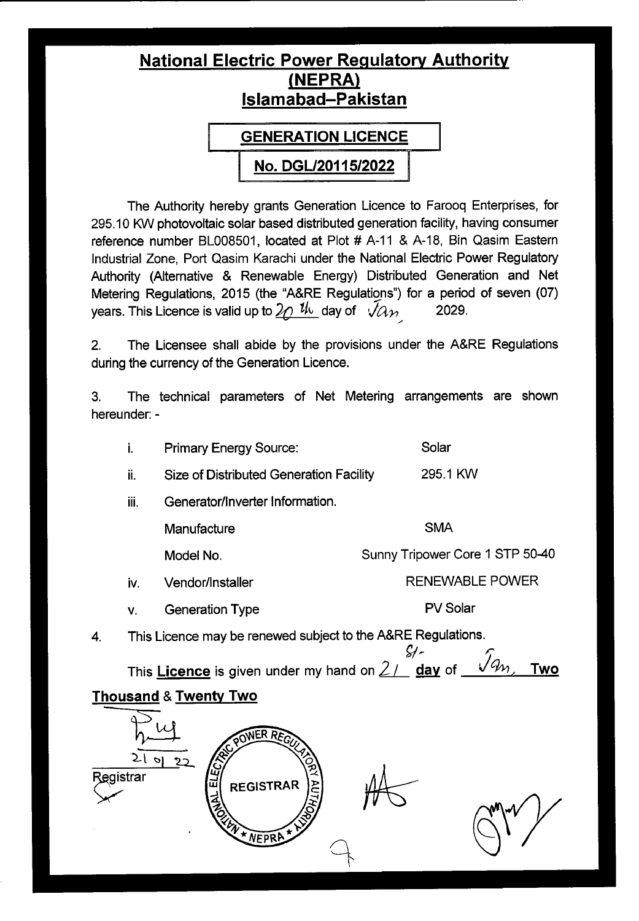# National Electric Power Regulatory Authority (NEPRA) Islamabad–Pakistan

## GENERATION LICENCE

## No. DGL/20115/2022

The Authority hereby grants Generation Licence to Farooq Enterprises, for 295.10 KW photovoltaic solar based distributed generation facility, having consumer reference number BL008501, located at Plot # A-11 & A-18, Bin Qasim Eastern Industrial Zone, Port Qasim Karachi under the National Electric Power Regulatory Authority (Alternative & Renewable Energy) Distributed Generation and Net Metering Regulations, 2015 (the "A&RE Regulations") for a period of seven (07) years. This Licence is valid up to 20 th day of Jan 2029.

2. The Licensee shall abide by the provisions under the A&RE Regulations during the currency of the Generation Licence.

3. The technical parameters of Net Metering arrangements are shown hereunder: -

| | | |
|---|---|---|
| i. | Primary Energy Source: | Solar |
| ii. | Size of Distributed Generation Facility | 295.1 KW |
| iii. | Generator/Inverter Information. | |
| | Manufacture | SMA |
| | Model No. | Sunny Tripower Core 1 STP 50-40 |
| iv. | Vendor/Installer | RENEWABLE POWER |
| v. | Generation Type | PV Solar |

4. This Licence may be renewed subject to the A&RE Regulations.

This **Licence** is given under my hand on 21 **day** of Jan, **Two Thousand** & **Twenty Two**

Sd/-

21 01 22

Registrar

REGISTRAR
NATIONAL ELECTRIC POWER REGULATORY AUTHORITY
NEPRA